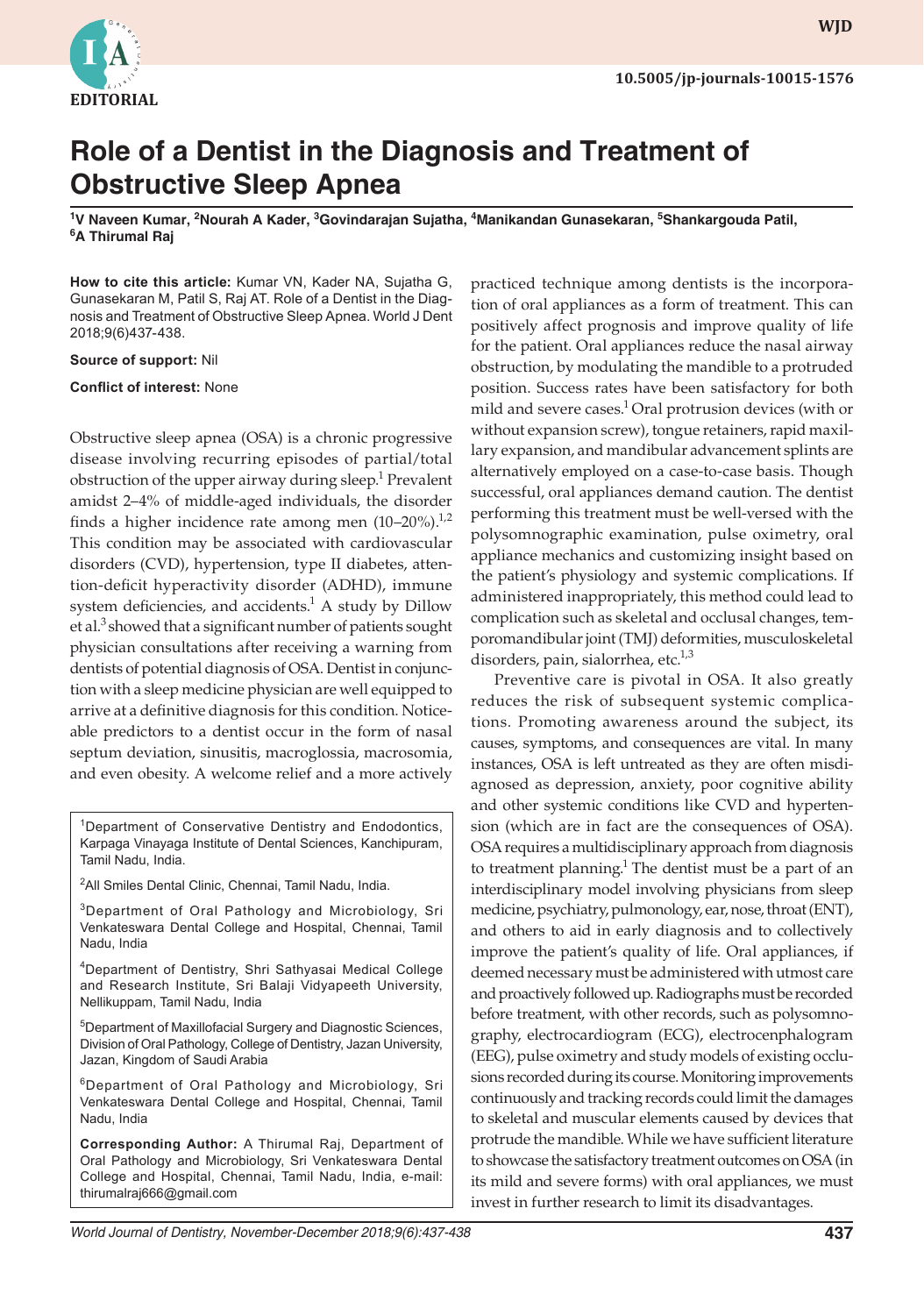EDITORIAL

10.5005/jp-journals-10015-1576

# Role of a Dentist in the Diagnosis and Treatment of Obstructive Sleep Apnea

[1]V Naveen Kumar, [2]Nourah A Kader, [3]Govindarajan Sujatha, [4]Manikandan Gunasekaran, [5]Shankargouda Patil, [6]A Thirumal Raj

**How to cite this article:** Kumar VN, Kader NA, Sujatha G, Gunasekaran M, Patil S, Raj AT. Role of a Dentist in the Diagnosis and Treatment of Obstructive Sleep Apnea. World J Dent 2018;9(6)437-438.

**Source of support:** Nil

**Conflict of interest:** None

Obstructive sleep apnea (OSA) is a chronic progressive disease involving recurring episodes of partial/total obstruction of the upper airway during sleep.[1] Prevalent amidst 2–4% of middle-aged individuals, the disorder finds a higher incidence rate among men (10–20%).[1,2] This condition may be associated with cardiovascular disorders (CVD), hypertension, type II diabetes, attention-deficit hyperactivity disorder (ADHD), immune system deficiencies, and accidents.[1] A study by Dillow et al.[3] showed that a significant number of patients sought physician consultations after receiving a warning from dentists of potential diagnosis of OSA. Dentist in conjunction with a sleep medicine physician are well equipped to arrive at a definitive diagnosis for this condition. Noticeable predictors to a dentist occur in the form of nasal septum deviation, sinusitis, macroglossia, macrosomia, and even obesity. A welcome relief and a more actively practiced technique among dentists is the incorporation of oral appliances as a form of treatment. This can positively affect prognosis and improve quality of life for the patient. Oral appliances reduce the nasal airway obstruction, by modulating the mandible to a protruded position. Success rates have been satisfactory for both mild and severe cases.[1] Oral protrusion devices (with or without expansion screw), tongue retainers, rapid maxillary expansion, and mandibular advancement splints are alternatively employed on a case-to-case basis. Though successful, oral appliances demand caution. The dentist performing this treatment must be well-versed with the polysomnographic examination, pulse oximetry, oral appliance mechanics and customizing insight based on the patient's physiology and systemic complications. If administered inappropriately, this method could lead to complication such as skeletal and occlusal changes, temporomandibular joint (TMJ) deformities, musculoskeletal disorders, pain, sialorrhea, etc.[1,3]

Preventive care is pivotal in OSA. It also greatly reduces the risk of subsequent systemic complications. Promoting awareness around the subject, its causes, symptoms, and consequences are vital. In many instances, OSA is left untreated as they are often misdiagnosed as depression, anxiety, poor cognitive ability and other systemic conditions like CVD and hypertension (which are in fact are the consequences of OSA). OSA requires a multidisciplinary approach from diagnosis to treatment planning.[1] The dentist must be a part of an interdisciplinary model involving physicians from sleep medicine, psychiatry, pulmonology, ear, nose, throat (ENT), and others to aid in early diagnosis and to collectively improve the patient's quality of life. Oral appliances, if deemed necessary must be administered with utmost care and proactively followed up. Radiographs must be recorded before treatment, with other records, such as polysomnography, electrocardiogram (ECG), electrocenphalogram (EEG), pulse oximetry and study models of existing occlusions recorded during its course. Monitoring improvements continuously and tracking records could limit the damages to skeletal and muscular elements caused by devices that protrude the mandible. While we have sufficient literature to showcase the satisfactory treatment outcomes on OSA (in its mild and severe forms) with oral appliances, we must invest in further research to limit its disadvantages.

---

[1]Department of Conservative Dentistry and Endodontics, Karpaga Vinayaga Institute of Dental Sciences, Kanchipuram, Tamil Nadu, India.

[2]All Smiles Dental Clinic, Chennai, Tamil Nadu, India.

[3]Department of Oral Pathology and Microbiology, Sri Venkateswara Dental College and Hospital, Chennai, Tamil Nadu, India

[4]Department of Dentistry, Shri Sathyasai Medical College and Research Institute, Sri Balaji Vidyapeeth University, Nellikuppam, Tamil Nadu, India

[5]Department of Maxillofacial Surgery and Diagnostic Sciences, Division of Oral Pathology, College of Dentistry, Jazan University, Jazan, Kingdom of Saudi Arabia

[6]Department of Oral Pathology and Microbiology, Sri Venkateswara Dental College and Hospital, Chennai, Tamil Nadu, India

**Corresponding Author:** A Thirumal Raj, Department of Oral Pathology and Microbiology, Sri Venkateswara Dental College and Hospital, Chennai, Tamil Nadu, India, e-mail: thirumalraj666@gmail.com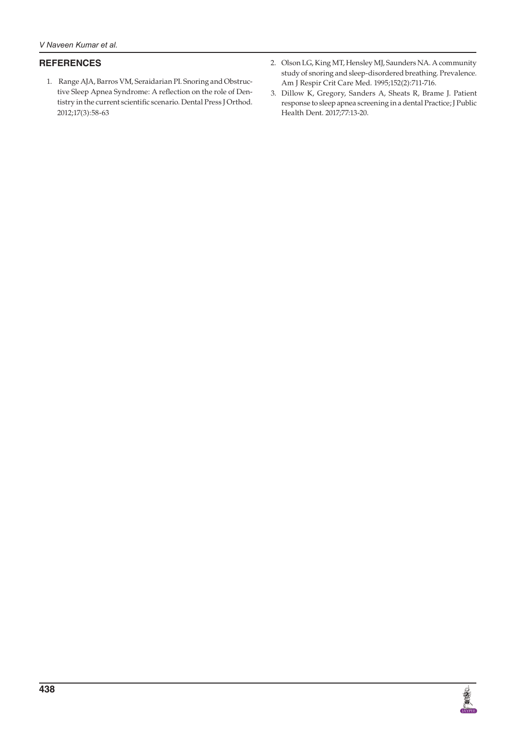## REFERENCES

1. Range AJA, Barros VM, Seraidarian PI. Snoring and Obstructive Sleep Apnea Syndrome: A reflection on the role of Dentistry in the current scientific scenario. Dental Press J Orthod. 2012;17(3):58-63
2. Olson LG, King MT, Hensley MJ, Saunders NA. A community study of snoring and sleep-disordered breathing. Prevalence. Am J Respir Crit Care Med. 1995;152(2):711-716.
3. Dillow K, Gregory, Sanders A, Sheats R, Brame J. Patient response to sleep apnea screening in a dental Practice; J Public Health Dent. 2017;77:13-20.